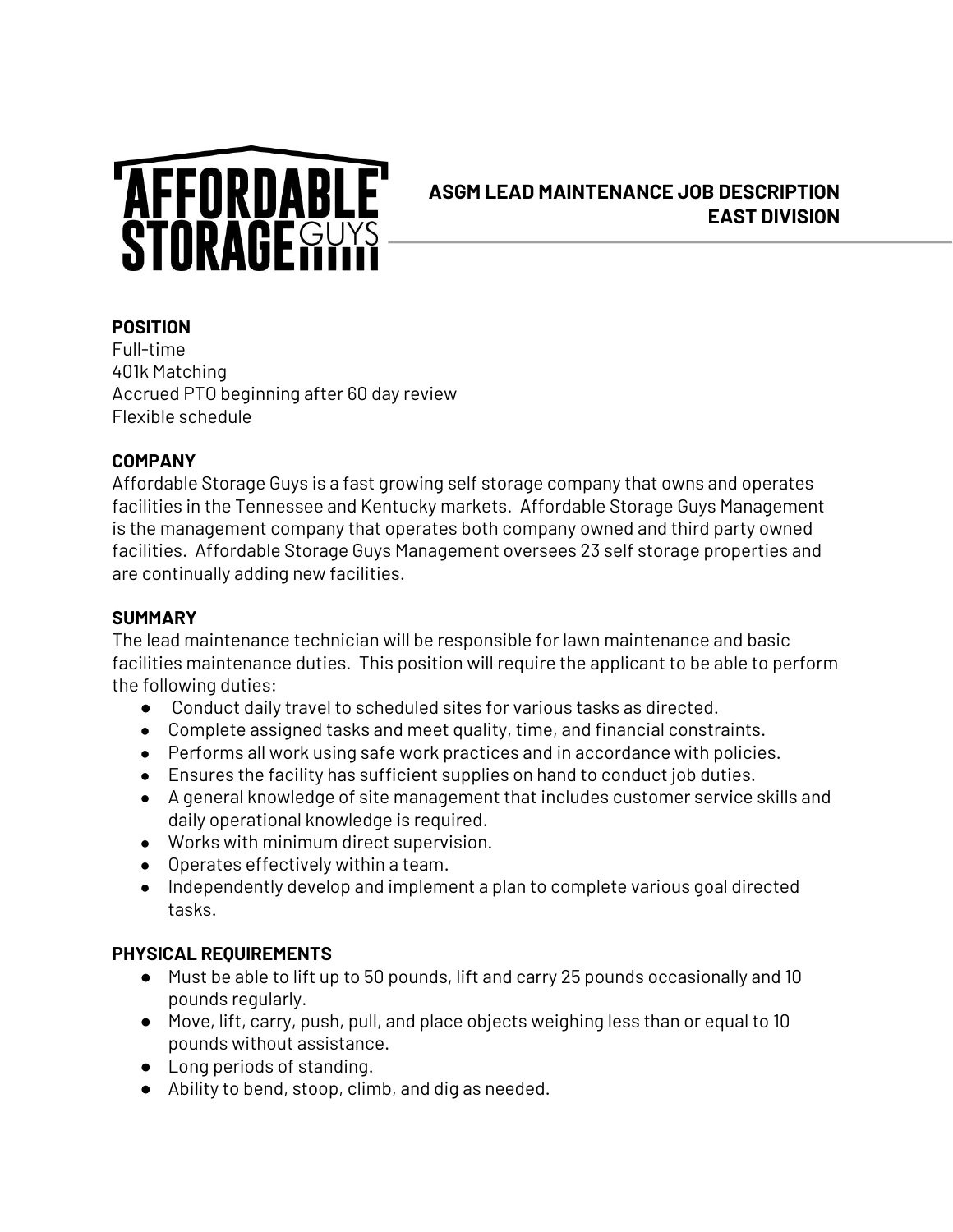AFFORDABLE STORAGE GUYS

# ASGM LEAD MAINTENANCE JOB DESCRIPTION
# EAST DIVISION

**POSITION**

Full-time
401k Matching
Accrued PTO beginning after 60 day review
Flexible schedule

**COMPANY**

Affordable Storage Guys is a fast growing self storage company that owns and operates facilities in the Tennessee and Kentucky markets. Affordable Storage Guys Management is the management company that operates both company owned and third party owned facilities. Affordable Storage Guys Management oversees 23 self storage properties and are continually adding new facilities.

**SUMMARY**

The lead maintenance technician will be responsible for lawn maintenance and basic facilities maintenance duties. This position will require the applicant to be able to perform the following duties:

- Conduct daily travel to scheduled sites for various tasks as directed.
- Complete assigned tasks and meet quality, time, and financial constraints.
- Performs all work using safe work practices and in accordance with policies.
- Ensures the facility has sufficient supplies on hand to conduct job duties.
- A general knowledge of site management that includes customer service skills and daily operational knowledge is required.
- Works with minimum direct supervision.
- Operates effectively within a team.
- Independently develop and implement a plan to complete various goal directed tasks.

**PHYSICAL REQUIREMENTS**

- Must be able to lift up to 50 pounds, lift and carry 25 pounds occasionally and 10 pounds regularly.
- Move, lift, carry, push, pull, and place objects weighing less than or equal to 10 pounds without assistance.
- Long periods of standing.
- Ability to bend, stoop, climb, and dig as needed.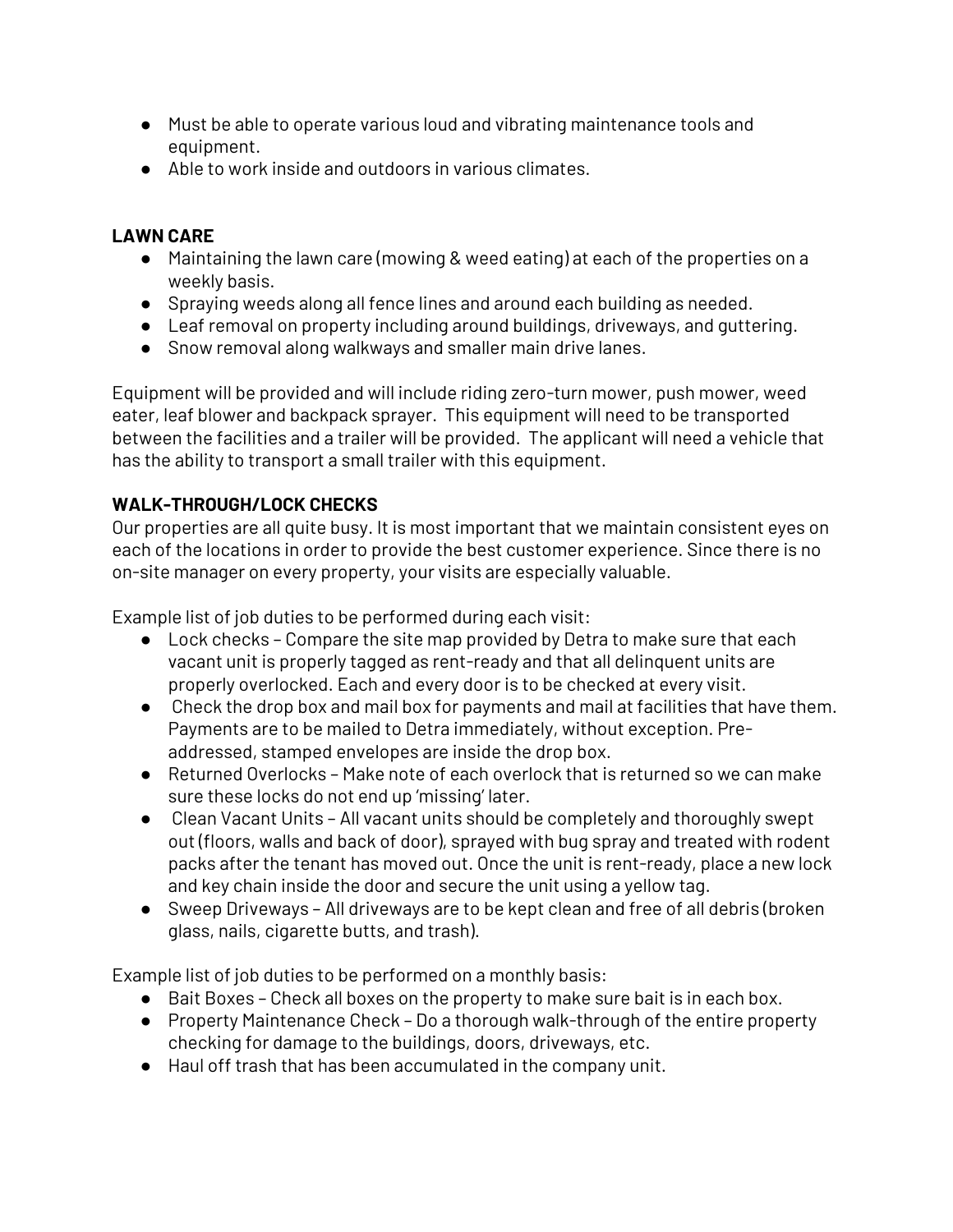- Must be able to operate various loud and vibrating maintenance tools and equipment.
- Able to work inside and outdoors in various climates.

**LAWN CARE**

- Maintaining the lawn care (mowing & weed eating) at each of the properties on a weekly basis.
- Spraying weeds along all fence lines and around each building as needed.
- Leaf removal on property including around buildings, driveways, and guttering.
- Snow removal along walkways and smaller main drive lanes.

Equipment will be provided and will include riding zero-turn mower, push mower, weed eater, leaf blower and backpack sprayer. This equipment will need to be transported between the facilities and a trailer will be provided. The applicant will need a vehicle that has the ability to transport a small trailer with this equipment.

**WALK-THROUGH/LOCK CHECKS**

Our properties are all quite busy. It is most important that we maintain consistent eyes on each of the locations in order to provide the best customer experience. Since there is no on-site manager on every property, your visits are especially valuable.

Example list of job duties to be performed during each visit:

- Lock checks – Compare the site map provided by Detra to make sure that each vacant unit is properly tagged as rent-ready and that all delinquent units are properly overlocked. Each and every door is to be checked at every visit.
- Check the drop box and mail box for payments and mail at facilities that have them. Payments are to be mailed to Detra immediately, without exception. Pre-addressed, stamped envelopes are inside the drop box.
- Returned Overlocks – Make note of each overlock that is returned so we can make sure these locks do not end up 'missing' later.
- Clean Vacant Units – All vacant units should be completely and thoroughly swept out (floors, walls and back of door), sprayed with bug spray and treated with rodent packs after the tenant has moved out. Once the unit is rent-ready, place a new lock and key chain inside the door and secure the unit using a yellow tag.
- Sweep Driveways – All driveways are to be kept clean and free of all debris (broken glass, nails, cigarette butts, and trash).

Example list of job duties to be performed on a monthly basis:

- Bait Boxes – Check all boxes on the property to make sure bait is in each box.
- Property Maintenance Check – Do a thorough walk-through of the entire property checking for damage to the buildings, doors, driveways, etc.
- Haul off trash that has been accumulated in the company unit.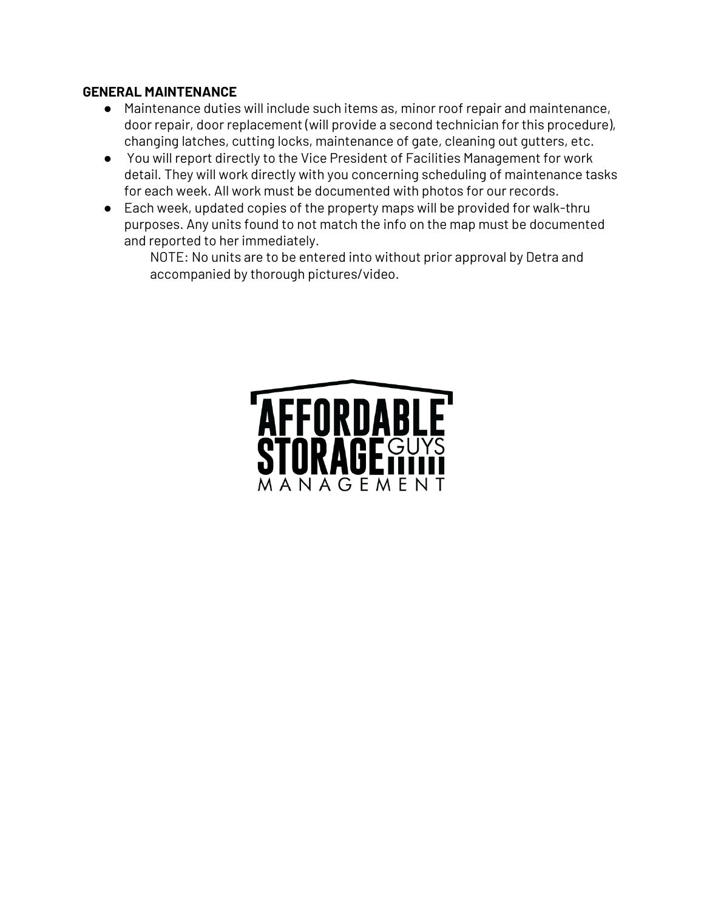**GENERAL MAINTENANCE**

- Maintenance duties will include such items as, minor roof repair and maintenance, door repair, door replacement (will provide a second technician for this procedure), changing latches, cutting locks, maintenance of gate, cleaning out gutters, etc.
- You will report directly to the Vice President of Facilities Management for work detail. They will work directly with you concerning scheduling of maintenance tasks for each week. All work must be documented with photos for our records.
- Each week, updated copies of the property maps will be provided for walk-thru purposes. Any units found to not match the info on the map must be documented and reported to her immediately.

  NOTE: No units are to be entered into without prior approval by Detra and accompanied by thorough pictures/video.

AFFORDABLE STORAGE GUYS MANAGEMENT